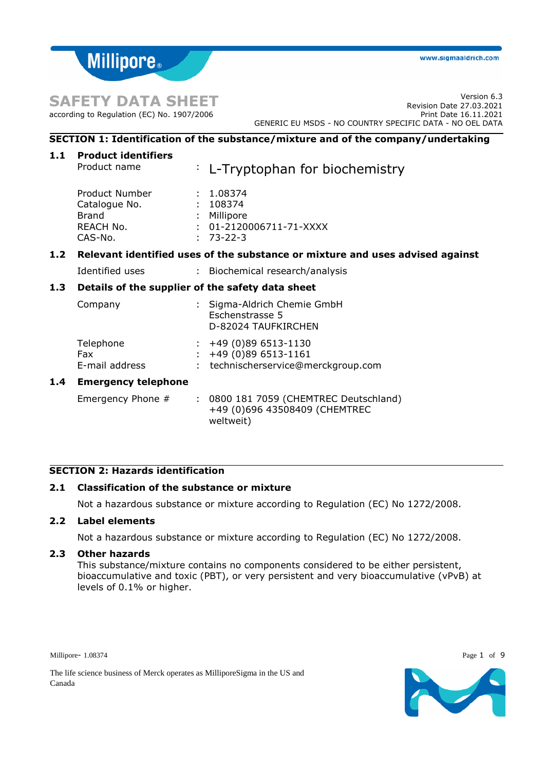# SAFETY DATA SHEET

according to Regulation (EC) No. 1907/2006

Version 6.3
Revision Date 27.03.2021
Print Date 16.11.2021
GENERIC EU MSDS - NO COUNTRY SPECIFIC DATA - NO OEL DATA

## SECTION 1: Identification of the substance/mixture and of the company/undertaking

### 1.1 Product identifiers

| | | |
|---|---|---|
| Product name | : | L-Tryptophan for biochemistry |
| Product Number | : | 1.08374 |
| Catalogue No. | : | 108374 |
| Brand | : | Millipore |
| REACH No. | : | 01-2120006711-71-XXXX |
| CAS-No. | : | 73-22-3 |

### 1.2 Relevant identified uses of the substance or mixture and uses advised against

| | | |
|---|---|---|
| Identified uses | : | Biochemical research/analysis |

### 1.3 Details of the supplier of the safety data sheet

| | | |
|---|---|---|
| Company | : | Sigma-Aldrich Chemie GmbH<br>Eschenstrasse 5<br>D-82024 TAUFKIRCHEN |
| Telephone | : | +49 (0)89 6513-1130 |
| Fax | : | +49 (0)89 6513-1161 |
| E-mail address | : | technischerservice@merckgroup.com |

### 1.4 Emergency telephone

| | | |
|---|---|---|
| Emergency Phone # | : | 0800 181 7059 (CHEMTREC Deutschland)<br>+49 (0)696 43508409 (CHEMTREC weltweit) |

## SECTION 2: Hazards identification

### 2.1 Classification of the substance or mixture

Not a hazardous substance or mixture according to Regulation (EC) No 1272/2008.

### 2.2 Label elements

Not a hazardous substance or mixture according to Regulation (EC) No 1272/2008.

### 2.3 Other hazards

This substance/mixture contains no components considered to be either persistent, bioaccumulative and toxic (PBT), or very persistent and very bioaccumulative (vPvB) at levels of 0.1% or higher.

The life science business of Merck operates as MilliporeSigma in the US and Canada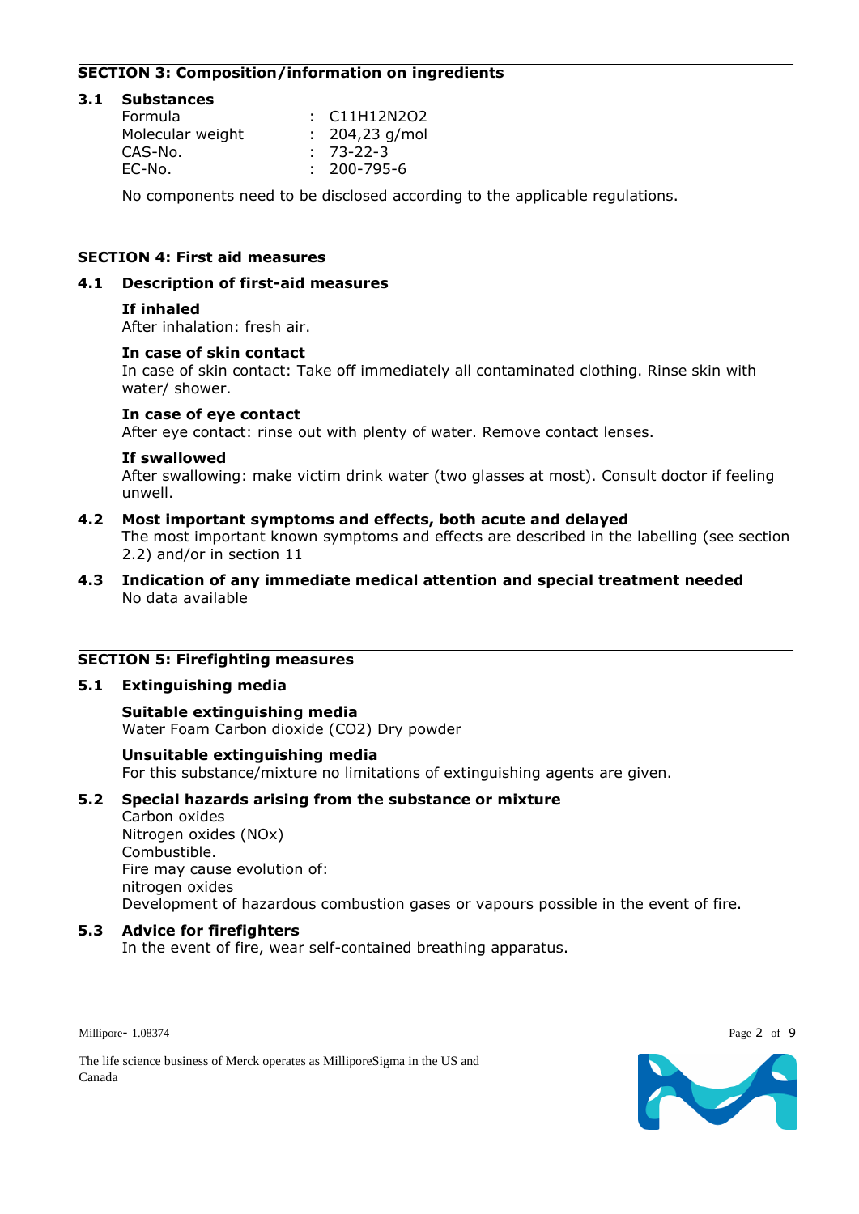## SECTION 3: Composition/information on ingredients

### 3.1 Substances

| | | |
|---|---|---|
| Formula | : | $C_{11}H_{12}N_2O_2$ |
| Molecular weight | : | 204,23 g/mol |
| CAS-No. | : | 73-22-3 |
| EC-No. | : | 200-795-6 |

No components need to be disclosed according to the applicable regulations.

## SECTION 4: First aid measures

### 4.1 Description of first-aid measures

**If inhaled**
After inhalation: fresh air.

**In case of skin contact**
In case of skin contact: Take off immediately all contaminated clothing. Rinse skin with water/ shower.

**In case of eye contact**
After eye contact: rinse out with plenty of water. Remove contact lenses.

**If swallowed**
After swallowing: make victim drink water (two glasses at most). Consult doctor if feeling unwell.

### 4.2 Most important symptoms and effects, both acute and delayed

The most important known symptoms and effects are described in the labelling (see section 2.2) and/or in section 11

### 4.3 Indication of any immediate medical attention and special treatment needed

No data available

## SECTION 5: Firefighting measures

### 5.1 Extinguishing media

**Suitable extinguishing media**
Water Foam Carbon dioxide ($CO_2$) Dry powder

**Unsuitable extinguishing media**
For this substance/mixture no limitations of extinguishing agents are given.

### 5.2 Special hazards arising from the substance or mixture

Carbon oxides
Nitrogen oxides (NOx)
Combustible.
Fire may cause evolution of:
nitrogen oxides
Development of hazardous combustion gases or vapours possible in the event of fire.

### 5.3 Advice for firefighters

In the event of fire, wear self-contained breathing apparatus.

Millipore- 1.08374

The life science business of Merck operates as MilliporeSigma in the US and Canada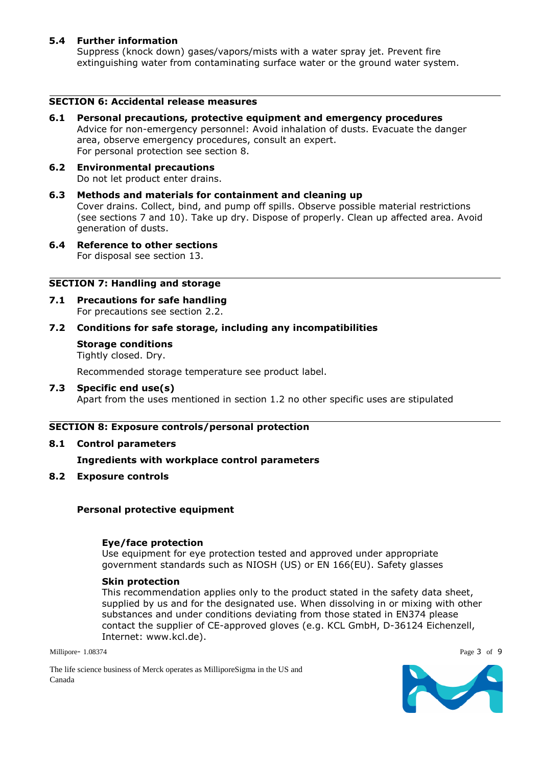### 5.4 Further information

Suppress (knock down) gases/vapors/mists with a water spray jet. Prevent fire extinguishing water from contaminating surface water or the ground water system.

## SECTION 6: Accidental release measures

### 6.1 Personal precautions, protective equipment and emergency procedures

Advice for non-emergency personnel: Avoid inhalation of dusts. Evacuate the danger area, observe emergency procedures, consult an expert.
For personal protection see section 8.

### 6.2 Environmental precautions

Do not let product enter drains.

### 6.3 Methods and materials for containment and cleaning up

Cover drains. Collect, bind, and pump off spills. Observe possible material restrictions (see sections 7 and 10). Take up dry. Dispose of properly. Clean up affected area. Avoid generation of dusts.

### 6.4 Reference to other sections

For disposal see section 13.

## SECTION 7: Handling and storage

### 7.1 Precautions for safe handling

For precautions see section 2.2.

### 7.2 Conditions for safe storage, including any incompatibilities

**Storage conditions**

Tightly closed. Dry.

Recommended storage temperature see product label.

### 7.3 Specific end use(s)

Apart from the uses mentioned in section 1.2 no other specific uses are stipulated

## SECTION 8: Exposure controls/personal protection

### 8.1 Control parameters

**Ingredients with workplace control parameters**

### 8.2 Exposure controls

**Personal protective equipment**

**Eye/face protection**

Use equipment for eye protection tested and approved under appropriate government standards such as NIOSH (US) or EN 166(EU). Safety glasses

**Skin protection**

This recommendation applies only to the product stated in the safety data sheet, supplied by us and for the designated use. When dissolving in or mixing with other substances and under conditions deviating from those stated in EN374 please contact the supplier of CE-approved gloves (e.g. KCL GmbH, D-36124 Eichenzell, Internet: www.kcl.de).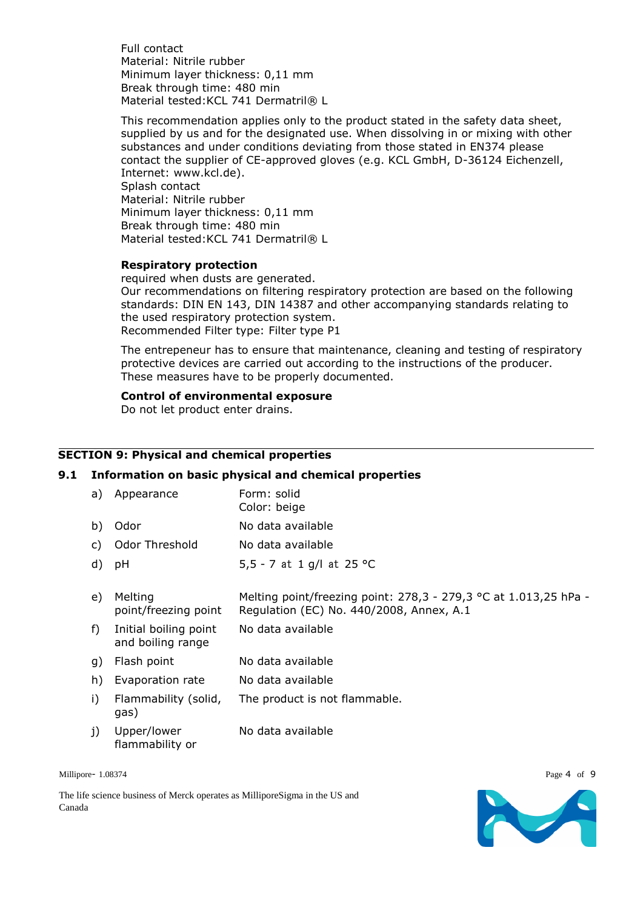Full contact
Material: Nitrile rubber
Minimum layer thickness: 0,11 mm
Break through time: 480 min
Material tested:KCL 741 Dermatril® L

This recommendation applies only to the product stated in the safety data sheet, supplied by us and for the designated use. When dissolving in or mixing with other substances and under conditions deviating from those stated in EN374 please contact the supplier of CE-approved gloves (e.g. KCL GmbH, D-36124 Eichenzell, Internet: www.kcl.de).
Splash contact
Material: Nitrile rubber
Minimum layer thickness: 0,11 mm
Break through time: 480 min
Material tested:KCL 741 Dermatril® L

**Respiratory protection**
required when dusts are generated.
Our recommendations on filtering respiratory protection are based on the following standards: DIN EN 143, DIN 14387 and other accompanying standards relating to the used respiratory protection system.
Recommended Filter type: Filter type P1

The entrepeneur has to ensure that maintenance, cleaning and testing of respiratory protective devices are carried out according to the instructions of the producer. These measures have to be properly documented.

**Control of environmental exposure**
Do not let product enter drains.

## SECTION 9: Physical and chemical properties

### 9.1 Information on basic physical and chemical properties

| | | |
|---|---|---|
| a) | Appearance | Form: solid<br>Color: beige |
| b) | Odor | No data available |
| c) | Odor Threshold | No data available |
| d) | pH | 5,5 - 7 at 1 g/l at 25 °C |
| e) | Melting point/freezing point | Melting point/freezing point: 278,3 - 279,3 °C at 1.013,25 hPa - Regulation (EC) No. 440/2008, Annex, A.1 |
| f) | Initial boiling point and boiling range | No data available |
| g) | Flash point | No data available |
| h) | Evaporation rate | No data available |
| i) | Flammability (solid, gas) | The product is not flammable. |
| j) | Upper/lower flammability or | No data available |

Millipore- 1.08374

The life science business of Merck operates as MilliporeSigma in the US and Canada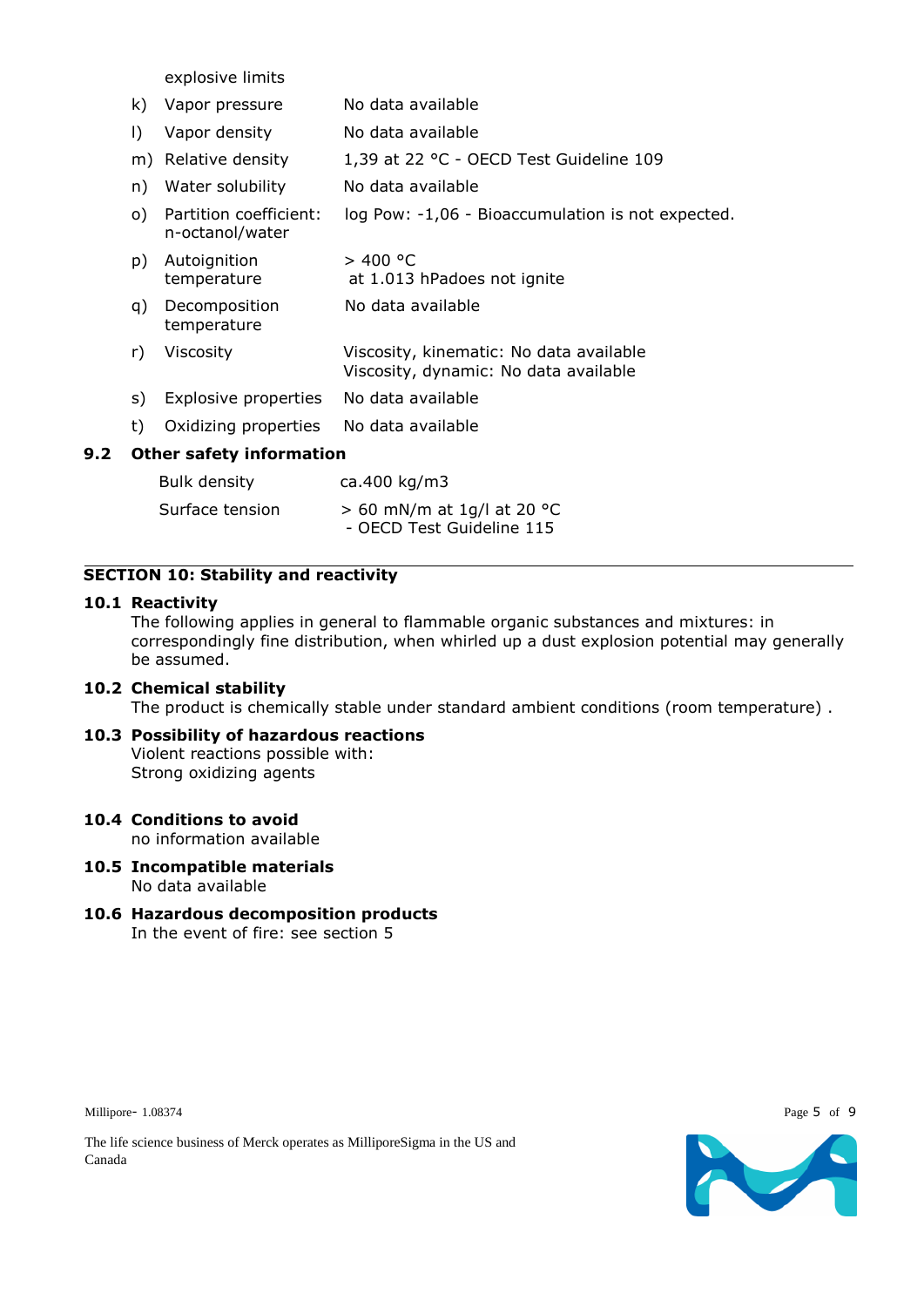| | | |
|---|---|---|
| | explosive limits | |
| k) | Vapor pressure | No data available |
| l) | Vapor density | No data available |
| m) | Relative density | 1,39 at 22 °C - OECD Test Guideline 109 |
| n) | Water solubility | No data available |
| o) | Partition coefficient: n-octanol/water | log Pow: -1,06 - Bioaccumulation is not expected. |
| p) | Autoignition temperature | > 400 °C at 1.013 hPadoes not ignite |
| q) | Decomposition temperature | No data available |
| r) | Viscosity | Viscosity, kinematic: No data available<br>Viscosity, dynamic: No data available |
| s) | Explosive properties | No data available |
| t) | Oxidizing properties | No data available |

**9.2 Other safety information**

| | |
|---|---|
| Bulk density | ca.400 kg/m3 |
| Surface tension | > 60 mN/m at 1g/l at 20 °C - OECD Test Guideline 115 |

## SECTION 10: Stability and reactivity

**10.1 Reactivity**

The following applies in general to flammable organic substances and mixtures: in correspondingly fine distribution, when whirled up a dust explosion potential may generally be assumed.

**10.2 Chemical stability**

The product is chemically stable under standard ambient conditions (room temperature) .

**10.3 Possibility of hazardous reactions**

Violent reactions possible with:
Strong oxidizing agents

**10.4 Conditions to avoid**

no information available

**10.5 Incompatible materials**

No data available

**10.6 Hazardous decomposition products**

In the event of fire: see section 5

Millipore- 1.08374

The life science business of Merck operates as MilliporeSigma in the US and Canada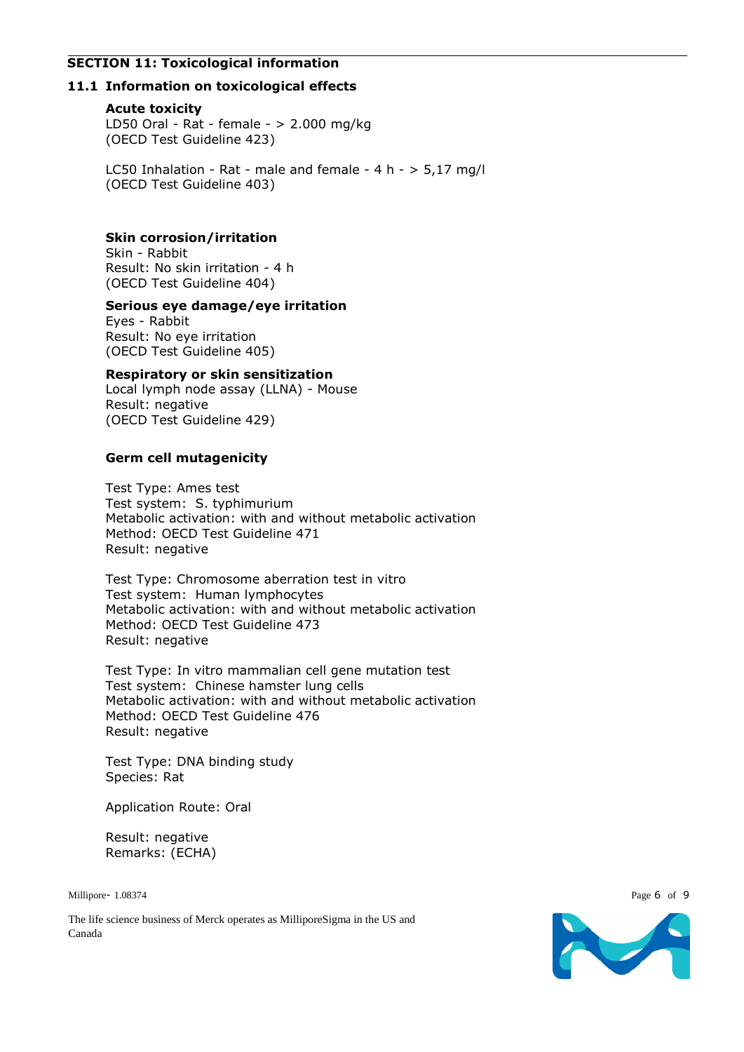## SECTION 11: Toxicological information

### 11.1 Information on toxicological effects

**Acute toxicity**

LD50 Oral - Rat - female - > 2.000 mg/kg
(OECD Test Guideline 423)

LC50 Inhalation - Rat - male and female - 4 h - > 5,17 mg/l
(OECD Test Guideline 403)

**Skin corrosion/irritation**

Skin - Rabbit
Result: No skin irritation - 4 h
(OECD Test Guideline 404)

**Serious eye damage/eye irritation**

Eyes - Rabbit
Result: No eye irritation
(OECD Test Guideline 405)

**Respiratory or skin sensitization**

Local lymph node assay (LLNA) - Mouse
Result: negative
(OECD Test Guideline 429)

**Germ cell mutagenicity**

Test Type: Ames test
Test system: S. typhimurium
Metabolic activation: with and without metabolic activation
Method: OECD Test Guideline 471
Result: negative

Test Type: Chromosome aberration test in vitro
Test system: Human lymphocytes
Metabolic activation: with and without metabolic activation
Method: OECD Test Guideline 473
Result: negative

Test Type: In vitro mammalian cell gene mutation test
Test system: Chinese hamster lung cells
Metabolic activation: with and without metabolic activation
Method: OECD Test Guideline 476
Result: negative

Test Type: DNA binding study
Species: Rat

Application Route: Oral

Result: negative
Remarks: (ECHA)

Millipore- 1.08374

The life science business of Merck operates as MilliporeSigma in the US and Canada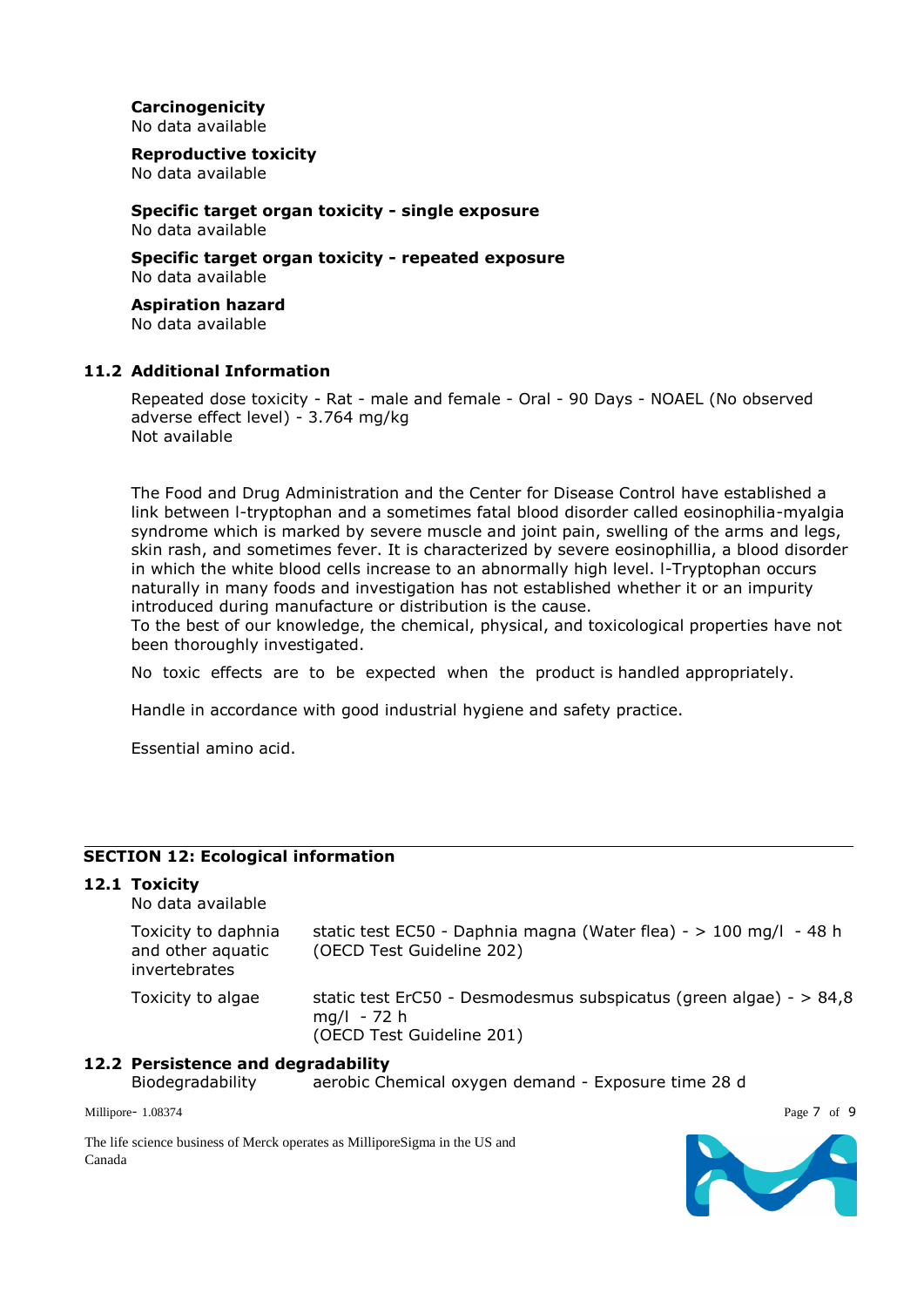**Carcinogenicity**
No data available

**Reproductive toxicity**
No data available

**Specific target organ toxicity - single exposure**
No data available

**Specific target organ toxicity - repeated exposure**
No data available

**Aspiration hazard**
No data available

### 11.2 Additional Information

Repeated dose toxicity - Rat - male and female - Oral - 90 Days - NOAEL (No observed adverse effect level) - 3.764 mg/kg
Not available

The Food and Drug Administration and the Center for Disease Control have established a link between l-tryptophan and a sometimes fatal blood disorder called eosinophilia-myalgia syndrome which is marked by severe muscle and joint pain, swelling of the arms and legs, skin rash, and sometimes fever. It is characterized by severe eosinophillia, a blood disorder in which the white blood cells increase to an abnormally high level. l-Tryptophan occurs naturally in many foods and investigation has not established whether it or an impurity introduced during manufacture or distribution is the cause.
To the best of our knowledge, the chemical, physical, and toxicological properties have not been thoroughly investigated.

No toxic effects are to be expected when the product is handled appropriately.

Handle in accordance with good industrial hygiene and safety practice.

Essential amino acid.

## SECTION 12: Ecological information

### 12.1 Toxicity

No data available

| | |
|---|---|
| Toxicity to daphnia and other aquatic invertebrates | static test EC50 - Daphnia magna (Water flea) - > 100 mg/l - 48 h (OECD Test Guideline 202) |
| Toxicity to algae | static test ErC50 - Desmodesmus subspicatus (green algae) - > 84,8 mg/l - 72 h (OECD Test Guideline 201) |

### 12.2 Persistence and degradability

| | |
|---|---|
| Biodegradability | aerobic Chemical oxygen demand - Exposure time 28 d |

Millipore- 1.08374

The life science business of Merck operates as MilliporeSigma in the US and Canada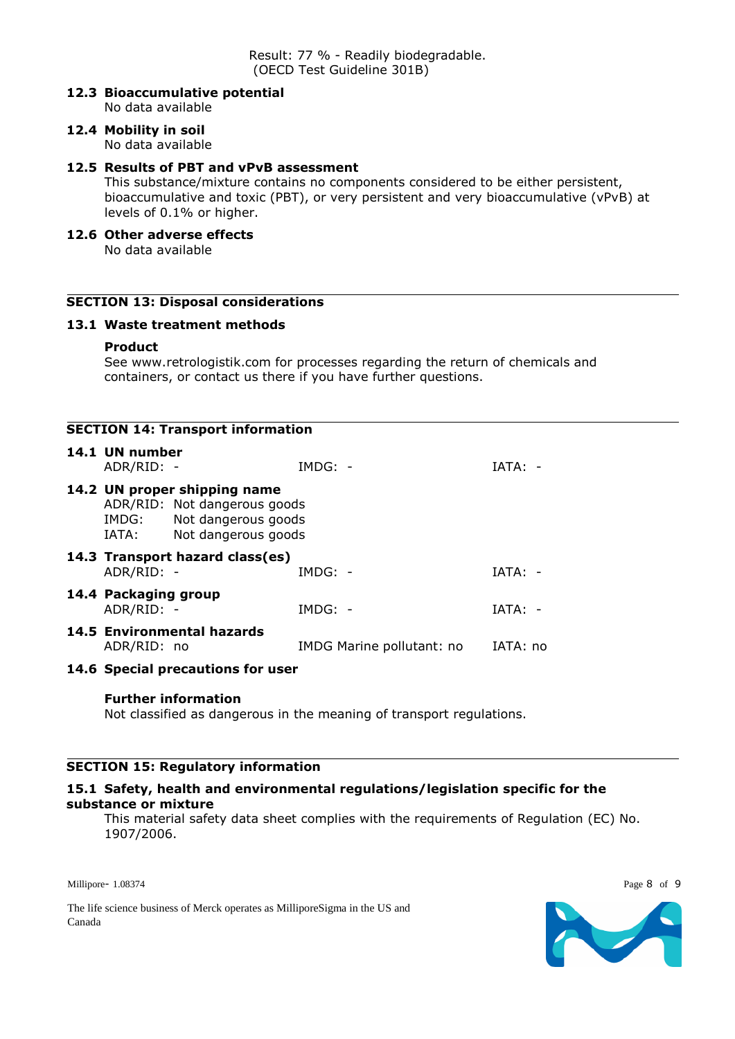Result: 77 % - Readily biodegradable.
(OECD Test Guideline 301B)

**12.3 Bioaccumulative potential**
No data available

**12.4 Mobility in soil**
No data available

**12.5 Results of PBT and vPvB assessment**
This substance/mixture contains no components considered to be either persistent, bioaccumulative and toxic (PBT), or very persistent and very bioaccumulative (vPvB) at levels of 0.1% or higher.

**12.6 Other adverse effects**
No data available

## SECTION 13: Disposal considerations

**13.1 Waste treatment methods**

**Product**
See www.retrologistik.com for processes regarding the return of chemicals and containers, or contact us there if you have further questions.

## SECTION 14: Transport information

**14.1 UN number**

| ADR/RID: - | IMDG: - | IATA: - |
|---|---|---|

**14.2 UN proper shipping name**

ADR/RID: Not dangerous goods
IMDG: Not dangerous goods
IATA: Not dangerous goods

**14.3 Transport hazard class(es)**

| ADR/RID: - | IMDG: - | IATA: - |
|---|---|---|

**14.4 Packaging group**

| ADR/RID: - | IMDG: - | IATA: - |
|---|---|---|

**14.5 Environmental hazards**

| ADR/RID: no | IMDG Marine pollutant: no | IATA: no |
|---|---|---|

**14.6 Special precautions for user**

**Further information**
Not classified as dangerous in the meaning of transport regulations.

## SECTION 15: Regulatory information

**15.1 Safety, health and environmental regulations/legislation specific for the substance or mixture**
This material safety data sheet complies with the requirements of Regulation (EC) No. 1907/2006.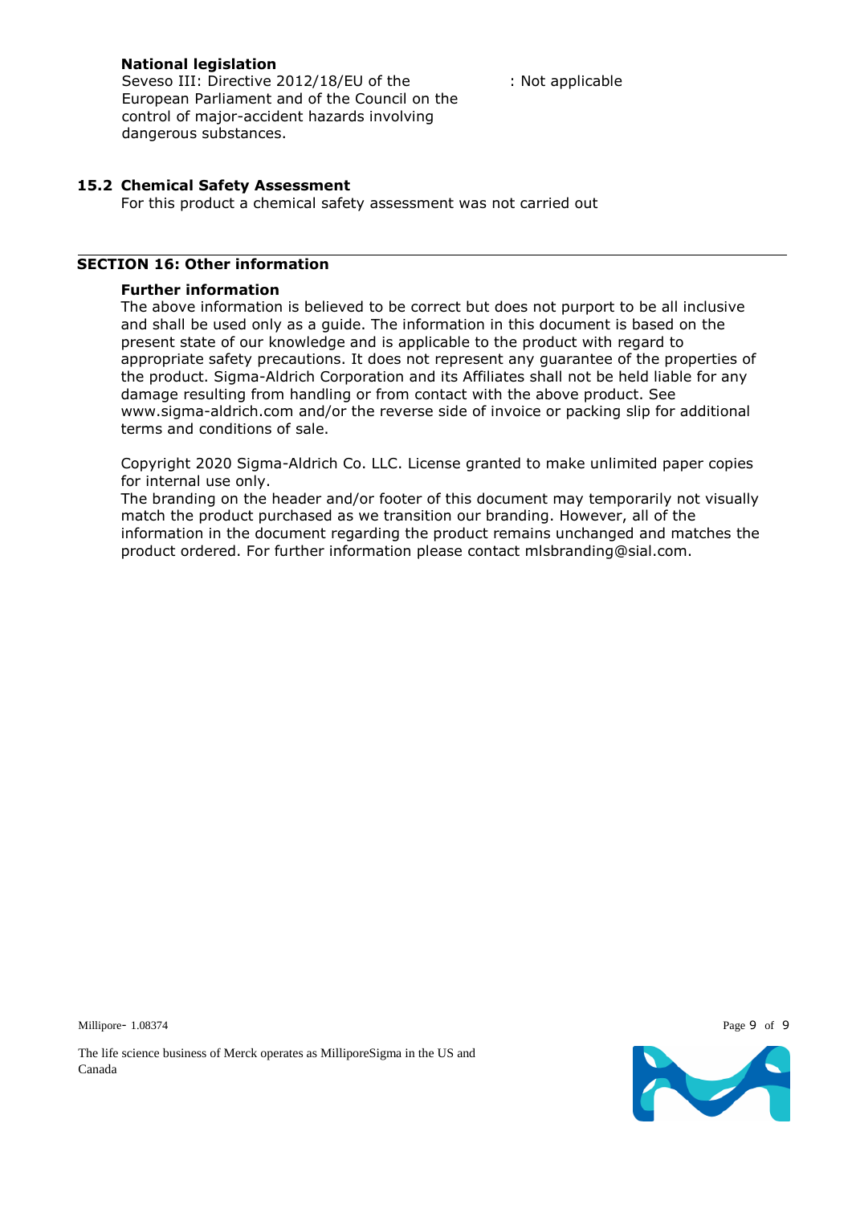**National legislation**

Seveso III: Directive 2012/18/EU of the European Parliament and of the Council on the control of major-accident hazards involving dangerous substances. : Not applicable

### 15.2 Chemical Safety Assessment

For this product a chemical safety assessment was not carried out

## SECTION 16: Other information

**Further information**

The above information is believed to be correct but does not purport to be all inclusive and shall be used only as a guide. The information in this document is based on the present state of our knowledge and is applicable to the product with regard to appropriate safety precautions. It does not represent any guarantee of the properties of the product. Sigma-Aldrich Corporation and its Affiliates shall not be held liable for any damage resulting from handling or from contact with the above product. See www.sigma-aldrich.com and/or the reverse side of invoice or packing slip for additional terms and conditions of sale.

Copyright 2020 Sigma-Aldrich Co. LLC. License granted to make unlimited paper copies for internal use only.

The branding on the header and/or footer of this document may temporarily not visually match the product purchased as we transition our branding. However, all of the information in the document regarding the product remains unchanged and matches the product ordered. For further information please contact mlsbranding@sial.com.